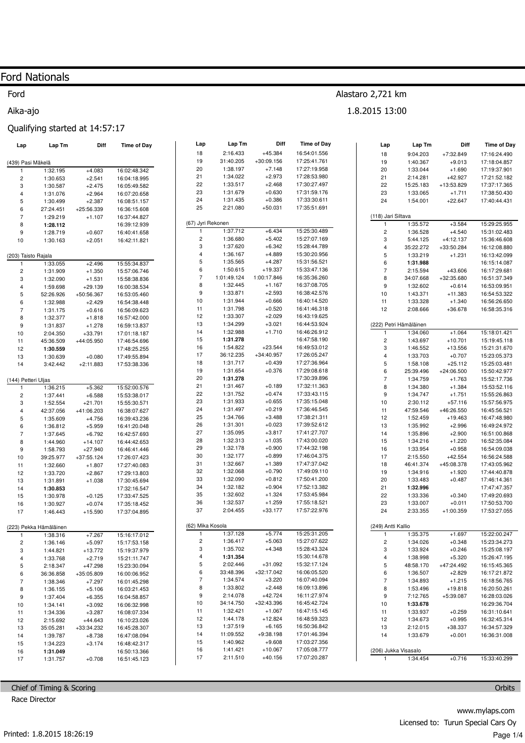# Ford Nationals

Ford

Aika-ajo

Qualifying started at 14:57:17

Alastaro 2,721 km

1.8.2015 13:00

### (439) Pasi Mäkelä

| Lap | Lap Tm | Diff | Time of Day |
|---|---|---|---|
| 1 | 1:32.195 | +4.083 | 16:02:48.342 |
| 2 | 1:30.653 | +2.541 | 16:04:18.995 |
| 3 | 1:30.587 | +2.475 | 16:05:49.582 |
| 4 | 1:31.076 | +2.964 | 16:07:20.658 |
| 5 | 1:30.499 | +2.387 | 16:08:51.157 |
| 6 | 27:24.451 | +25:56.339 | 16:36:15.608 |
| 7 | 1:29.219 | +1.107 | 16:37:44.827 |
| 8 | **1:28.112** | | 16:39:12.939 |
| 9 | 1:28.719 | +0.607 | 16:40:41.658 |
| 10 | 1:30.163 | +2.051 | 16:42:11.821 |

### (203) Taisto Rajala

| Lap | Lap Tm | Diff | Time of Day |
|---|---|---|---|
| 1 | 1:33.055 | +2.496 | 15:55:34.837 |
| 2 | 1:31.909 | +1.350 | 15:57:06.746 |
| 3 | 1:32.090 | +1.531 | 15:58:38.836 |
| 4 | 1:59.698 | +29.139 | 16:00:38.534 |
| 5 | 52:26.926 | +50:56.367 | 16:53:05.460 |
| 6 | 1:32.988 | +2.429 | 16:54:38.448 |
| 7 | 1:31.175 | +0.616 | 16:56:09.623 |
| 8 | 1:32.377 | +1.818 | 16:57:42.000 |
| 9 | 1:31.837 | +1.278 | 16:59:13.837 |
| 10 | 2:04.350 | +33.791 | 17:01:18.187 |
| 11 | 45:36.509 | +44:05.950 | 17:46:54.696 |
| 12 | **1:30.559** | | 17:48:25.255 |
| 13 | 1:30.639 | +0.080 | 17:49:55.894 |
| 14 | 3:42.442 | +2:11.883 | 17:53:38.336 |

### (144) Petteri Uljas

| Lap | Lap Tm | Diff | Time of Day |
|---|---|---|---|
| 1 | 1:36.215 | +5.362 | 15:52:00.576 |
| 2 | 1:37.441 | +6.588 | 15:53:38.017 |
| 3 | 1:52.554 | +21.701 | 15:55:30.571 |
| 4 | 42:37.056 | +41:06.203 | 16:38:07.627 |
| 5 | 1:35.609 | +4.756 | 16:39:43.236 |
| 6 | 1:36.812 | +5.959 | 16:41:20.048 |
| 7 | 1:37.645 | +6.792 | 16:42:57.693 |
| 8 | 1:44.960 | +14.107 | 16:44:42.653 |
| 9 | 1:58.793 | +27.940 | 16:46:41.446 |
| 10 | 39:25.977 | +37:55.124 | 17:26:07.423 |
| 11 | 1:32.660 | +1.807 | 17:27:40.083 |
| 12 | 1:33.720 | +2.867 | 17:29:13.803 |
| 13 | 1:31.891 | +1.038 | 17:30:45.694 |
| 14 | **1:30.853** | | 17:32:16.547 |
| 15 | 1:30.978 | +0.125 | 17:33:47.525 |
| 16 | 1:30.927 | +0.074 | 17:35:18.452 |
| 17 | 1:46.443 | +15.590 | 17:37:04.895 |

### (223) Pekka Hämäläinen

| Lap | Lap Tm | Diff | Time of Day |
|---|---|---|---|
| 1 | 1:38.316 | +7.267 | 15:16:17.012 |
| 2 | 1:36.146 | +5.097 | 15:17:53.158 |
| 3 | 1:44.821 | +13.772 | 15:19:37.979 |
| 4 | 1:33.768 | +2.719 | 15:21:11.747 |
| 5 | 2:18.347 | +47.298 | 15:23:30.094 |
| 6 | 36:36.858 | +35:05.809 | 16:00:06.952 |
| 7 | 1:38.346 | +7.297 | 16:01:45.298 |
| 8 | 1:36.155 | +5.106 | 16:03:21.453 |
| 9 | 1:37.404 | +6.355 | 16:04:58.857 |
| 10 | 1:34.141 | +3.092 | 16:06:32.998 |
| 11 | 1:34.336 | +3.287 | 16:08:07.334 |
| 12 | 2:15.692 | +44.643 | 16:10:23.026 |
| 13 | 35:05.281 | +33:34.232 | 16:45:28.307 |
| 14 | 1:39.787 | +8.738 | 16:47:08.094 |
| 15 | 1:34.223 | +3.174 | 16:48:42.317 |
| 16 | **1:31.049** | | 16:50:13.366 |
| 17 | 1:31.757 | +0.708 | 16:51:45.123 |
| 18 | 2:16.433 | +45.384 | 16:54:01.556 |
| 19 | 31:40.205 | +30:09.156 | 17:25:41.761 |
| 20 | 1:38.197 | +7.148 | 17:27:19.958 |
| 21 | 1:34.022 | +2.973 | 17:28:53.980 |
| 22 | 1:33.517 | +2.468 | 17:30:27.497 |
| 23 | 1:31.679 | +0.630 | 17:31:59.176 |
| 24 | 1:31.435 | +0.386 | 17:33:30.611 |
| 25 | 2:21.080 | +50.031 | 17:35:51.691 |

### (67) Jyri Rekonen

| Lap | Lap Tm | Diff | Time of Day |
|---|---|---|---|
| 1 | 1:37.712 | +6.434 | 15:25:30.489 |
| 2 | 1:36.680 | +5.402 | 15:27:07.169 |
| 3 | 1:37.620 | +6.342 | 15:28:44.789 |
| 4 | 1:36.167 | +4.889 | 15:30:20.956 |
| 5 | 1:35.565 | +4.287 | 15:31:56.521 |
| 6 | 1:50.615 | +19.337 | 15:33:47.136 |
| 7 | 1:01:49.124 | 1:00:17.846 | 16:35:36.260 |
| 8 | 1:32.445 | +1.167 | 16:37:08.705 |
| 9 | 1:33.871 | +2.593 | 16:38:42.576 |
| 10 | 1:31.944 | +0.666 | 16:40:14.520 |
| 11 | 1:31.798 | +0.520 | 16:41:46.318 |
| 12 | 1:33.307 | +2.029 | 16:43:19.625 |
| 13 | 1:34.299 | +3.021 | 16:44:53.924 |
| 14 | 1:32.988 | +1.710 | 16:46:26.912 |
| 15 | **1:31.278** | | 16:47:58.190 |
| 16 | 1:54.822 | +23.544 | 16:49:53.012 |
| 17 | 36:12.235 | +34:40.957 | 17:26:05.247 |
| 18 | 1:31.717 | +0.439 | 17:27:36.964 |
| 19 | 1:31.654 | +0.376 | 17:29:08.618 |
| 20 | **1:31.278** | | 17:30:39.896 |
| 21 | 1:31.467 | +0.189 | 17:32:11.363 |
| 22 | 1:31.752 | +0.474 | 17:33:43.115 |
| 23 | 1:31.933 | +0.655 | 17:35:15.048 |
| 24 | 1:31.497 | +0.219 | 17:36:46.545 |
| 25 | 1:34.766 | +3.488 | 17:38:21.311 |
| 26 | 1:31.301 | +0.023 | 17:39:52.612 |
| 27 | 1:35.095 | +3.817 | 17:41:27.707 |
| 28 | 1:32.313 | +1.035 | 17:43:00.020 |
| 29 | 1:32.178 | +0.900 | 17:44:32.198 |
| 30 | 1:32.177 | +0.899 | 17:46:04.375 |
| 31 | 1:32.667 | +1.389 | 17:47:37.042 |
| 32 | 1:32.068 | +0.790 | 17:49:09.110 |
| 33 | 1:32.090 | +0.812 | 17:50:41.200 |
| 34 | 1:32.182 | +0.904 | 17:52:13.382 |
| 35 | 1:32.602 | +1.324 | 17:53:45.984 |
| 36 | 1:32.537 | +1.259 | 17:55:18.521 |
| 37 | 2:04.455 | +33.177 | 17:57:22.976 |

### (62) Mika Kosola

| Lap | Lap Tm | Diff | Time of Day |
|---|---|---|---|
| 1 | 1:37.128 | +5.774 | 15:25:31.205 |
| 2 | 1:36.417 | +5.063 | 15:27:07.622 |
| 3 | 1:35.702 | +4.348 | 15:28:43.324 |
| 4 | **1:31.354** | | 15:30:14.678 |
| 5 | 2:02.446 | +31.092 | 15:32:17.124 |
| 6 | 33:48.396 | +32:17.042 | 16:06:05.520 |
| 7 | 1:34.574 | +3.220 | 16:07:40.094 |
| 8 | 1:33.802 | +2.448 | 16:09:13.896 |
| 9 | 2:14.078 | +42.724 | 16:11:27.974 |
| 10 | 34:14.750 | +32:43.396 | 16:45:42.724 |
| 11 | 1:32.421 | +1.067 | 16:47:15.145 |
| 12 | 1:44.178 | +12.824 | 16:48:59.323 |
| 13 | 1:37.519 | +6.165 | 16:50:36.842 |
| 14 | 11:09.552 | +9:38.198 | 17:01:46.394 |
| 15 | 1:40.962 | +9.608 | 17:03:27.356 |
| 16 | 1:41.421 | +10.067 | 17:05:08.777 |
| 17 | 2:11.510 | +40.156 | 17:07:20.287 |
| 18 | 9:04.203 | +7:32.849 | 17:16:24.490 |
| 19 | 1:40.367 | +9.013 | 17:18:04.857 |
| 20 | 1:33.044 | +1.690 | 17:19:37.901 |
| 21 | 2:14.281 | +42.927 | 17:21:52.182 |
| 22 | 15:25.183 | +13:53.829 | 17:37:17.365 |
| 23 | 1:33.065 | +1.711 | 17:38:50.430 |
| 24 | 1:54.001 | +22.647 | 17:40:44.431 |

### (118) Jari Siltava

| Lap | Lap Tm | Diff | Time of Day |
|---|---|---|---|
| 1 | 1:35.572 | +3.584 | 15:29:25.955 |
| 2 | 1:36.528 | +4.540 | 15:31:02.483 |
| 3 | 5:44.125 | +4:12.137 | 15:36:46.608 |
| 4 | 35:22.272 | +33:50.284 | 16:12:08.880 |
| 5 | 1:33.219 | +1.231 | 16:13:42.099 |
| 6 | **1:31.988** | | 16:15:14.087 |
| 7 | 2:15.594 | +43.606 | 16:17:29.681 |
| 8 | 34:07.668 | +32:35.680 | 16:51:37.349 |
| 9 | 1:32.602 | +0.614 | 16:53:09.951 |
| 10 | 1:43.371 | +11.383 | 16:54:53.322 |
| 11 | 1:33.328 | +1.340 | 16:56:26.650 |
| 12 | 2:08.666 | +36.678 | 16:58:35.316 |

### (222) Petri Hämäläinen

| Lap | Lap Tm | Diff | Time of Day |
|---|---|---|---|
| 1 | 1:34.060 | +1.064 | 15:18:01.421 |
| 2 | 1:43.697 | +10.701 | 15:19:45.118 |
| 3 | 1:46.552 | +13.556 | 15:21:31.670 |
| 4 | 1:33.703 | +0.707 | 15:23:05.373 |
| 5 | 1:58.108 | +25.112 | 15:25:03.481 |
| 6 | 25:39.496 | +24:06.500 | 15:50:42.977 |
| 7 | 1:34.759 | +1.763 | 15:52:17.736 |
| 8 | 1:34.380 | +1.384 | 15:53:52.116 |
| 9 | 1:34.747 | +1.751 | 15:55:26.863 |
| 10 | 2:30.112 | +57.116 | 15:57:56.975 |
| 11 | 47:59.546 | +46:26.550 | 16:45:56.521 |
| 12 | 1:52.459 | +19.463 | 16:47:48.980 |
| 13 | 1:35.992 | +2.996 | 16:49:24.972 |
| 14 | 1:35.896 | +2.900 | 16:51:00.868 |
| 15 | 1:34.216 | +1.220 | 16:52:35.084 |
| 16 | 1:33.954 | +0.958 | 16:54:09.038 |
| 17 | 2:15.550 | +42.554 | 16:56:24.588 |
| 18 | 46:41.374 | +45:08.378 | 17:43:05.962 |
| 19 | 1:34.916 | +1.920 | 17:44:40.878 |
| 20 | 1:33.483 | +0.487 | 17:46:14.361 |
| 21 | **1:32.996** | | 17:47:47.357 |
| 22 | 1:33.336 | +0.340 | 17:49:20.693 |
| 23 | 1:33.007 | +0.011 | 17:50:53.700 |
| 24 | 2:33.355 | +1:00.359 | 17:53:27.055 |

### (249) Antti Kallio

| Lap | Lap Tm | Diff | Time of Day |
|---|---|---|---|
| 1 | 1:35.375 | +1.697 | 15:22:00.247 |
| 2 | 1:34.026 | +0.348 | 15:23:34.273 |
| 3 | 1:33.924 | +0.246 | 15:25:08.197 |
| 4 | 1:38.998 | +5.320 | 15:26:47.195 |
| 5 | 48:58.170 | +47:24.492 | 16:15:45.365 |
| 6 | 1:36.507 | +2.829 | 16:17:21.872 |
| 7 | 1:34.893 | +1.215 | 16:18:56.765 |
| 8 | 1:53.496 | +19.818 | 16:20:50.261 |
| 9 | 7:12.765 | +5:39.087 | 16:28:03.026 |
| 10 | **1:33.678** | | 16:29:36.704 |
| 11 | 1:33.937 | +0.259 | 16:31:10.641 |
| 12 | 1:34.673 | +0.995 | 16:32:45.314 |
| 13 | 2:12.015 | +38.337 | 16:34:57.329 |
| 14 | 1:33.679 | +0.001 | 16:36:31.008 |

### (206) Jukka Visasalo

| Lap | Lap Tm | Diff | Time of Day |
|---|---|---|---|
| 1 | 1:34.454 | +0.716 | 15:33:40.299 |

Chief of Timing & Scoring

Race Director

Orbits

www.mylaps.com

Licensed to: Turun Special Cars Oy

Printed: 1.8.2015 18:26:19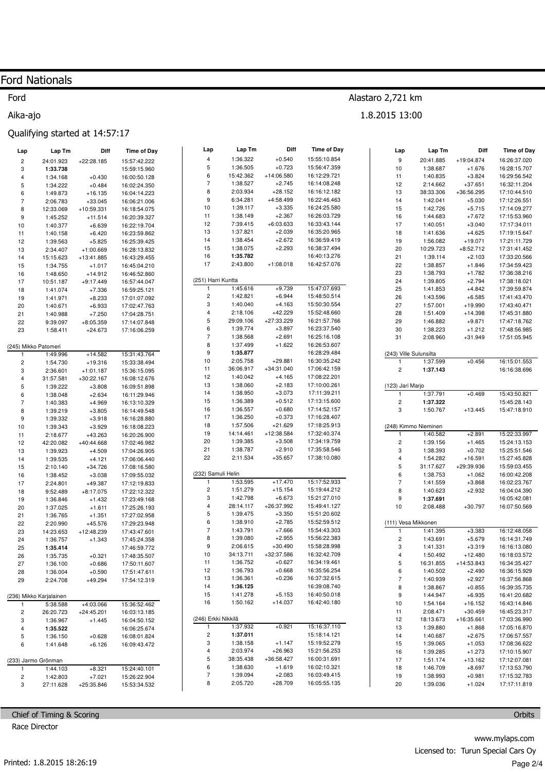# Ford Nationals

Ford

Alastaro 2,721 km

Aika-ajo

1.8.2015 13:00

Qualifying started at 14:57:17

| Lap | Lap Tm | Diff | Time of Day |
|---|---|---|---|
| 2 | 24:01.923 | +22:28.185 | 15:57:42.222 |
| 3 | **1:33.738** | | 15:59:15.960 |
| 4 | 1:34.168 | +0.430 | 16:00:50.128 |
| 5 | 1:34.222 | +0.484 | 16:02:24.350 |
| 6 | 1:49.873 | +16.135 | 16:04:14.223 |
| 7 | 2:06.783 | +33.045 | 16:06:21.006 |
| 8 | 12:33.069 | +10:59.331 | 16:18:54.075 |
| 9 | 1:45.252 | +11.514 | 16:20:39.327 |
| 10 | 1:40.377 | +6.639 | 16:22:19.704 |
| 11 | 1:40.158 | +6.420 | 16:23:59.862 |
| 12 | 1:39.563 | +5.825 | 16:25:39.425 |
| 13 | 2:34.407 | +1:00.669 | 16:28:13.832 |
| 14 | 15:15.623 | +13:41.885 | 16:43:29.455 |
| 15 | 1:34.755 | +1.017 | 16:45:04.210 |
| 16 | 1:48.650 | +14.912 | 16:46:52.860 |
| 17 | 10:51.187 | +9:17.449 | 16:57:44.047 |
| 18 | 1:41.074 | +7.336 | 16:59:25.121 |
| 19 | 1:41.971 | +8.233 | 17:01:07.092 |
| 20 | 1:40.671 | +6.933 | 17:02:47.763 |
| 21 | 1:40.988 | +7.250 | 17:04:28.751 |
| 22 | 9:39.097 | +8:05.359 | 17:14:07.848 |
| 23 | 1:58.411 | +24.673 | 17:16:06.259 |

(245) Mikko Patomeri

| Lap | Lap Tm | Diff | Time of Day |
|---|---|---|---|
| 1 | 1:49.996 | +14.582 | 15:31:43.764 |
| 2 | 1:54.730 | +19.316 | 15:33:38.494 |
| 3 | 2:36.601 | +1:01.187 | 15:36:15.095 |
| 4 | 31:57.581 | +30:22.167 | 16:08:12.676 |
| 5 | 1:39.222 | +3.808 | 16:09:51.898 |
| 6 | 1:38.048 | +2.634 | 16:11:29.946 |
| 7 | 1:40.383 | +4.969 | 16:13:10.329 |
| 8 | 1:39.219 | +3.805 | 16:14:49.548 |
| 9 | 1:39.332 | +3.918 | 16:16:28.880 |
| 10 | 1:39.343 | +3.929 | 16:18:08.223 |
| 11 | 2:18.677 | +43.263 | 16:20:26.900 |
| 12 | 42:20.082 | +40:44.668 | 17:02:46.982 |
| 13 | 1:39.923 | +4.509 | 17:04:26.905 |
| 14 | 1:39.535 | +4.121 | 17:06:06.440 |
| 15 | 2:10.140 | +34.726 | 17:08:16.580 |
| 16 | 1:38.452 | +3.038 | 17:09:55.032 |
| 17 | 2:24.801 | +49.387 | 17:12:19.833 |
| 18 | 9:52.489 | +8:17.075 | 17:22:12.322 |
| 19 | 1:36.846 | +1.432 | 17:23:49.168 |
| 20 | 1:37.025 | +1.611 | 17:25:26.193 |
| 21 | 1:36.765 | +1.351 | 17:27:02.958 |
| 22 | 2:20.990 | +45.576 | 17:29:23.948 |
| 23 | 14:23.653 | +12:48.239 | 17:43:47.601 |
| 24 | 1:36.757 | +1.343 | 17:45:24.358 |
| 25 | **1:35.414** | | 17:46:59.772 |
| 26 | 1:35.735 | +0.321 | 17:48:35.507 |
| 27 | 1:36.100 | +0.686 | 17:50:11.607 |
| 28 | 1:36.004 | +0.590 | 17:51:47.611 |
| 29 | 2:24.708 | +49.294 | 17:54:12.319 |

(236) Mikko Karjalainen

| Lap | Lap Tm | Diff | Time of Day |
|---|---|---|---|
| 1 | 5:38.588 | +4:03.066 | 15:36:52.462 |
| 2 | 26:20.723 | +24:45.201 | 16:03:13.185 |
| 3 | 1:36.967 | +1.445 | 16:04:50.152 |
| 4 | **1:35.522** | | 16:06:25.674 |
| 5 | 1:36.150 | +0.628 | 16:08:01.824 |
| 6 | 1:41.648 | +6.126 | 16:09:43.472 |

(233) Jarmo Grönman

| Lap | Lap Tm | Diff | Time of Day |
|---|---|---|---|
| 1 | 1:44.103 | +8.321 | 15:24:40.101 |
| 2 | 1:42.803 | +7.021 | 15:26:22.904 |
| 3 | 27:11.628 | +25:35.846 | 15:53:34.532 |
| 4 | 1:36.322 | +0.540 | 15:55:10.854 |
| 5 | 1:36.505 | +0.723 | 15:56:47.359 |
| 6 | 15:42.362 | +14:06.580 | 16:12:29.721 |
| 7 | 1:38.527 | +2.745 | 16:14:08.248 |
| 8 | 2:03.934 | +28.152 | 16:16:12.182 |
| 9 | 6:34.281 | +4:58.499 | 16:22:46.463 |
| 10 | 1:39.117 | +3.335 | 16:24:25.580 |
| 11 | 1:38.149 | +2.367 | 16:26:03.729 |
| 12 | 7:39.415 | +6:03.633 | 16:33:43.144 |
| 13 | 1:37.821 | +2.039 | 16:35:20.965 |
| 14 | 1:38.454 | +2.672 | 16:36:59.419 |
| 15 | 1:38.075 | +2.293 | 16:38:37.494 |
| 16 | **1:35.782** | | 16:40:13.276 |
| 17 | 2:43.800 | +1:08.018 | 16:42:57.076 |

(251) Harri Kuntta

| Lap | Lap Tm | Diff | Time of Day |
|---|---|---|---|
| 1 | 1:45.616 | +9.739 | 15:47:07.693 |
| 2 | 1:42.821 | +6.944 | 15:48:50.514 |
| 3 | 1:40.040 | +4.163 | 15:50:30.554 |
| 4 | 2:18.106 | +42.229 | 15:52:48.660 |
| 5 | 29:09.106 | +27:33.229 | 16:21:57.766 |
| 6 | 1:39.774 | +3.897 | 16:23:37.540 |
| 7 | 1:38.568 | +2.691 | 16:25:16.108 |
| 8 | 1:37.499 | +1.622 | 16:26:53.607 |
| 9 | **1:35.877** | | 16:28:29.484 |
| 10 | 2:05.758 | +29.881 | 16:30:35.242 |
| 11 | 36:06.917 | +34:31.040 | 17:06:42.159 |
| 12 | 1:40.042 | +4.165 | 17:08:22.201 |
| 13 | 1:38.060 | +2.183 | 17:10:00.261 |
| 14 | 1:38.950 | +3.073 | 17:11:39.211 |
| 15 | 1:36.389 | +0.512 | 17:13:15.600 |
| 16 | 1:36.557 | +0.680 | 17:14:52.157 |
| 17 | 1:36.250 | +0.373 | 17:16:28.407 |
| 18 | 1:57.506 | +21.629 | 17:18:25.913 |
| 19 | 14:14.461 | +12:38.584 | 17:32:40.374 |
| 20 | 1:39.385 | +3.508 | 17:34:19.759 |
| 21 | 1:38.787 | +2.910 | 17:35:58.546 |
| 22 | 2:11.534 | +35.657 | 17:38:10.080 |

(232) Samuli Helin

| Lap | Lap Tm | Diff | Time of Day |
|---|---|---|---|
| 1 | 1:53.595 | +17.470 | 15:17:52.933 |
| 2 | 1:51.279 | +15.154 | 15:19:44.212 |
| 3 | 1:42.798 | +6.673 | 15:21:27.010 |
| 4 | 28:14.117 | +26:37.992 | 15:49:41.127 |
| 5 | 1:39.475 | +3.350 | 15:51:20.602 |
| 6 | 1:38.910 | +2.785 | 15:52:59.512 |
| 7 | 1:43.791 | +7.666 | 15:54:43.303 |
| 8 | 1:39.080 | +2.955 | 15:56:22.383 |
| 9 | 2:06.615 | +30.490 | 15:58:28.998 |
| 10 | 34:13.711 | +32:37.586 | 16:32:42.709 |
| 11 | 1:36.752 | +0.627 | 16:34:19.461 |
| 12 | 1:36.793 | +0.668 | 16:35:56.254 |
| 13 | 1:36.361 | +0.236 | 16:37:32.615 |
| 14 | **1:36.125** | | 16:39:08.740 |
| 15 | 1:41.278 | +5.153 | 16:40:50.018 |
| 16 | 1:50.162 | +14.037 | 16:42:40.180 |

(246) Erkki Nikkilä

| Lap | Lap Tm | Diff | Time of Day |
|---|---|---|---|
| 1 | 1:37.932 | +0.921 | 15:16:37.110 |
| 2 | **1:37.011** | | 15:18:14.121 |
| 3 | 1:38.158 | +1.147 | 15:19:52.279 |
| 4 | 2:03.974 | +26.963 | 15:21:56.253 |
| 5 | 38:35.438 | +36:58.427 | 16:00:31.691 |
| 6 | 1:38.630 | +1.619 | 16:02:10.321 |
| 7 | 1:39.094 | +2.083 | 16:03:49.415 |
| 8 | 2:05.720 | +28.709 | 16:05:55.135 |
| 9 | 20:41.885 | +19:04.874 | 16:26:37.020 |
| 10 | 1:38.687 | +1.676 | 16:28:15.707 |
| 11 | 1:40.835 | +3.824 | 16:29:56.542 |
| 12 | 2:14.662 | +37.651 | 16:32:11.204 |
| 13 | 38:33.306 | +36:56.295 | 17:10:44.510 |
| 14 | 1:42.041 | +5.030 | 17:12:26.551 |
| 15 | 1:42.726 | +5.715 | 17:14:09.277 |
| 16 | 1:44.683 | +7.672 | 17:15:53.960 |
| 17 | 1:40.051 | +3.040 | 17:17:34.011 |
| 18 | 1:41.636 | +4.625 | 17:19:15.647 |
| 19 | 1:56.082 | +19.071 | 17:21:11.729 |
| 20 | 10:29.723 | +8:52.712 | 17:31:41.452 |
| 21 | 1:39.114 | +2.103 | 17:33:20.566 |
| 22 | 1:38.857 | +1.846 | 17:34:59.423 |
| 23 | 1:38.793 | +1.782 | 17:36:38.216 |
| 24 | 1:39.805 | +2.794 | 17:38:18.021 |
| 25 | 1:41.853 | +4.842 | 17:39:59.874 |
| 26 | 1:43.596 | +6.585 | 17:41:43.470 |
| 27 | 1:57.001 | +19.990 | 17:43:40.471 |
| 28 | 1:51.409 | +14.398 | 17:45:31.880 |
| 29 | 1:46.882 | +9.871 | 17:47:18.762 |
| 30 | 1:38.223 | +1.212 | 17:48:56.985 |
| 31 | 2:08.960 | +31.949 | 17:51:05.945 |

(243) Ville Sulunsilta

| Lap | Lap Tm | Diff | Time of Day |
|---|---|---|---|
| 1 | 1:37.599 | +0.456 | 16:15:01.553 |
| 2 | **1:37.143** | | 16:16:38.696 |

(123) Jari Marjo

| Lap | Lap Tm | Diff | Time of Day |
|---|---|---|---|
| 1 | 1:37.791 | +0.469 | 15:43:50.821 |
| 2 | **1:37.322** | | 15:45:28.143 |
| 3 | 1:50.767 | +13.445 | 15:47:18.910 |

(248) Kimmo Nieminen

| Lap | Lap Tm | Diff | Time of Day |
|---|---|---|---|
| 1 | 1:40.582 | +2.891 | 15:22:33.997 |
| 2 | 1:39.156 | +1.465 | 15:24:13.153 |
| 3 | 1:38.393 | +0.702 | 15:25:51.546 |
| 4 | 1:54.282 | +16.591 | 15:27:45.828 |
| 5 | 31:17.627 | +29:39.936 | 15:59:03.455 |
| 6 | 1:38.753 | +1.062 | 16:00:42.208 |
| 7 | 1:41.559 | +3.868 | 16:02:23.767 |
| 8 | 1:40.623 | +2.932 | 16:04:04.390 |
| 9 | **1:37.691** | | 16:05:42.081 |
| 10 | 2:08.488 | +30.797 | 16:07:50.569 |

(111) Vesa Mikkonen

| Lap | Lap Tm | Diff | Time of Day |
|---|---|---|---|
| 1 | 1:41.395 | +3.383 | 16:12:48.058 |
| 2 | 1:43.691 | +5.679 | 16:14:31.749 |
| 3 | 1:41.331 | +3.319 | 16:16:13.080 |
| 4 | 1:50.492 | +12.480 | 16:18:03.572 |
| 5 | 16:31.855 | +14:53.843 | 16:34:35.427 |
| 6 | 1:40.502 | +2.490 | 16:36:15.929 |
| 7 | 1:40.939 | +2.927 | 16:37:56.868 |
| 8 | 1:38.867 | +0.855 | 16:39:35.735 |
| 9 | 1:44.947 | +6.935 | 16:41:20.682 |
| 10 | 1:54.164 | +16.152 | 16:43:14.846 |
| 11 | 2:08.471 | +30.459 | 16:45:23.317 |
| 12 | 18:13.673 | +16:35.661 | 17:03:36.990 |
| 13 | 1:39.880 | +1.868 | 17:05:16.870 |
| 14 | 1:40.687 | +2.675 | 17:06:57.557 |
| 15 | 1:39.065 | +1.053 | 17:08:36.622 |
| 16 | 1:39.285 | +1.273 | 17:10:15.907 |
| 17 | 1:51.174 | +13.162 | 17:12:07.081 |
| 18 | 1:46.709 | +8.697 | 17:13:53.790 |
| 19 | 1:38.993 | +0.981 | 17:15:32.783 |
| 20 | 1:39.036 | +1.024 | 17:17:11.819 |

Chief of Timing & Scoring

Orbits

Race Director

www.mylaps.com

Licensed to: Turun Special Cars Oy

Printed: 1.8.2015 18:26:19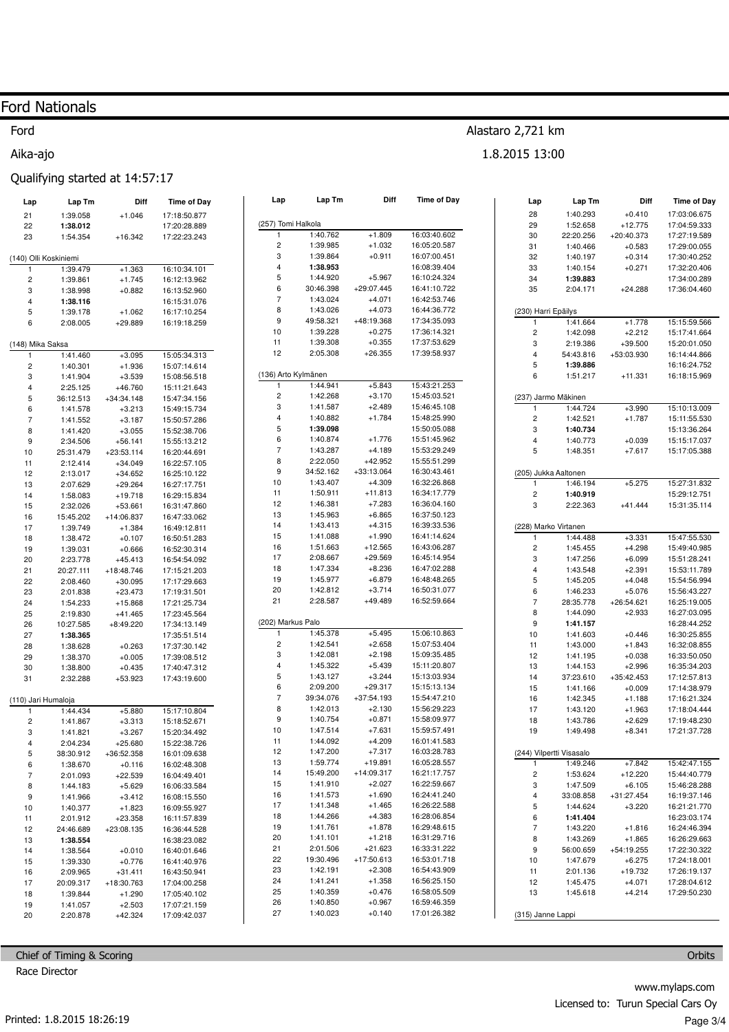# Ford Nationals

Ford

Alastaro 2,721 km

Aika-ajo

1.8.2015 13:00

Qualifying started at 14:57:17

| Lap | Lap Tm | Diff | Time of Day |
|---|---|---|---|
| 21 | 1:39.058 | +1.046 | 17:18:50.877 |
| 22 | **1:38.012** | | 17:20:28.889 |
| 23 | 1:54.354 | +16.342 | 17:22:23.243 |

(140) Olli Koskiniemi

| Lap | Lap Tm | Diff | Time of Day |
|---|---|---|---|
| 1 | 1:39.479 | +1.363 | 16:10:34.101 |
| 2 | 1:39.861 | +1.745 | 16:12:13.962 |
| 3 | 1:38.998 | +0.882 | 16:13:52.960 |
| 4 | **1:38.116** | | 16:15:31.076 |
| 5 | 1:39.178 | +1.062 | 16:17:10.254 |
| 6 | 2:08.005 | +29.889 | 16:19:18.259 |

(148) Mika Saksa

| Lap | Lap Tm | Diff | Time of Day |
|---|---|---|---|
| 1 | 1:41.460 | +3.095 | 15:05:34.313 |
| 2 | 1:40.301 | +1.936 | 15:07:14.614 |
| 3 | 1:41.904 | +3.539 | 15:08:56.518 |
| 4 | 2:25.125 | +46.760 | 15:11:21.643 |
| 5 | 36:12.513 | +34:34.148 | 15:47:34.156 |
| 6 | 1:41.578 | +3.213 | 15:49:15.734 |
| 7 | 1:41.552 | +3.187 | 15:50:57.286 |
| 8 | 1:41.420 | +3.055 | 15:52:38.706 |
| 9 | 2:34.506 | +56.141 | 15:55:13.212 |
| 10 | 25:31.479 | +23:53.114 | 16:20:44.691 |
| 11 | 2:12.414 | +34.049 | 16:22:57.105 |
| 12 | 2:13.017 | +34.652 | 16:25:10.122 |
| 13 | 2:07.629 | +29.264 | 16:27:17.751 |
| 14 | 1:58.083 | +19.718 | 16:29:15.834 |
| 15 | 2:32.026 | +53.661 | 16:31:47.860 |
| 16 | 15:45.202 | +14:06.837 | 16:47:33.062 |
| 17 | 1:39.749 | +1.384 | 16:49:12.811 |
| 18 | 1:38.472 | +0.107 | 16:50:51.283 |
| 19 | 1:39.031 | +0.666 | 16:52:30.314 |
| 20 | 2:23.778 | +45.413 | 16:54:54.092 |
| 21 | 20:27.111 | +18:48.746 | 17:15:21.203 |
| 22 | 2:08.460 | +30.095 | 17:17:29.663 |
| 23 | 2:01.838 | +23.473 | 17:19:31.501 |
| 24 | 1:54.233 | +15.868 | 17:21:25.734 |
| 25 | 2:19.830 | +41.465 | 17:23:45.564 |
| 26 | 10:27.585 | +8:49.220 | 17:34:13.149 |
| 27 | **1:38.365** | | 17:35:51.514 |
| 28 | 1:38.628 | +0.263 | 17:37:30.142 |
| 29 | 1:38.370 | +0.005 | 17:39:08.512 |
| 30 | 1:38.800 | +0.435 | 17:40:47.312 |
| 31 | 2:32.288 | +53.923 | 17:43:19.600 |

(110) Jari Humaloja

| Lap | Lap Tm | Diff | Time of Day |
|---|---|---|---|
| 1 | 1:44.434 | +5.880 | 15:17:10.804 |
| 2 | 1:41.867 | +3.313 | 15:18:52.671 |
| 3 | 1:41.821 | +3.267 | 15:20:34.492 |
| 4 | 2:04.234 | +25.680 | 15:22:38.726 |
| 5 | 38:30.912 | +36:52.358 | 16:01:09.638 |
| 6 | 1:38.670 | +0.116 | 16:02:48.308 |
| 7 | 2:01.093 | +22.539 | 16:04:49.401 |
| 8 | 1:44.183 | +5.629 | 16:06:33.584 |
| 9 | 1:41.966 | +3.412 | 16:08:15.550 |
| 10 | 1:40.377 | +1.823 | 16:09:55.927 |
| 11 | 2:01.912 | +23.358 | 16:11:57.839 |
| 12 | 24:46.689 | +23:08.135 | 16:36:44.528 |
| 13 | **1:38.554** | | 16:38:23.082 |
| 14 | 1:38.564 | +0.010 | 16:40:01.646 |
| 15 | 1:39.330 | +0.776 | 16:41:40.976 |
| 16 | 2:09.965 | +31.411 | 16:43:50.941 |
| 17 | 20:09.317 | +18:30.763 | 17:04:00.258 |
| 18 | 1:39.844 | +1.290 | 17:05:40.102 |
| 19 | 1:41.057 | +2.503 | 17:07:21.159 |
| 20 | 2:20.878 | +42.324 | 17:09:42.037 |

(257) Tomi Halkola

| Lap | Lap Tm | Diff | Time of Day |
|---|---|---|---|
| 1 | 1:40.762 | +1.809 | 16:03:40.602 |
| 2 | 1:39.985 | +1.032 | 16:05:20.587 |
| 3 | 1:39.864 | +0.911 | 16:07:00.451 |
| 4 | **1:38.953** | | 16:08:39.404 |
| 5 | 1:44.920 | +5.967 | 16:10:24.324 |
| 6 | 30:46.398 | +29:07.445 | 16:41:10.722 |
| 7 | 1:43.024 | +4.071 | 16:42:53.746 |
| 8 | 1:43.026 | +4.073 | 16:44:36.772 |
| 9 | 49:58.321 | +48:19.368 | 17:34:35.093 |
| 10 | 1:39.228 | +0.275 | 17:36:14.321 |
| 11 | 1:39.308 | +0.355 | 17:37:53.629 |
| 12 | 2:05.308 | +26.355 | 17:39:58.937 |

(136) Arto Kylmänen

| Lap | Lap Tm | Diff | Time of Day |
|---|---|---|---|
| 1 | 1:44.941 | +5.843 | 15:43:21.253 |
| 2 | 1:42.268 | +3.170 | 15:45:03.521 |
| 3 | 1:41.587 | +2.489 | 15:46:45.108 |
| 4 | 1:40.882 | +1.784 | 15:48:25.990 |
| 5 | **1:39.098** | | 15:50:05.088 |
| 6 | 1:40.874 | +1.776 | 15:51:45.962 |
| 7 | 1:43.287 | +4.189 | 15:53:29.249 |
| 8 | 2:22.050 | +42.952 | 15:55:51.299 |
| 9 | 34:52.162 | +33:13.064 | 16:30:43.461 |
| 10 | 1:43.407 | +4.309 | 16:32:26.868 |
| 11 | 1:50.911 | +11.813 | 16:34:17.779 |
| 12 | 1:46.381 | +7.283 | 16:36:04.160 |
| 13 | 1:45.963 | +6.865 | 16:37:50.123 |
| 14 | 1:43.413 | +4.315 | 16:39:33.536 |
| 15 | 1:41.088 | +1.990 | 16:41:14.624 |
| 16 | 1:51.663 | +12.565 | 16:43:06.287 |
| 17 | 2:08.667 | +29.569 | 16:45:14.954 |
| 18 | 1:47.334 | +8.236 | 16:47:02.288 |
| 19 | 1:45.977 | +6.879 | 16:48:48.265 |
| 20 | 1:42.812 | +3.714 | 16:50:31.077 |
| 21 | 2:28.587 | +49.489 | 16:52:59.664 |

(202) Markus Palo

| Lap | Lap Tm | Diff | Time of Day |
|---|---|---|---|
| 1 | 1:45.378 | +5.495 | 15:06:10.863 |
| 2 | 1:42.541 | +2.658 | 15:07:53.404 |
| 3 | 1:42.081 | +2.198 | 15:09:35.485 |
| 4 | 1:45.322 | +5.439 | 15:11:20.807 |
| 5 | 1:43.127 | +3.244 | 15:13:03.934 |
| 6 | 2:09.200 | +29.317 | 15:15:13.134 |
| 7 | 39:34.076 | +37:54.193 | 15:54:47.210 |
| 8 | 1:42.013 | +2.130 | 15:56:29.223 |
| 9 | 1:40.754 | +0.871 | 15:58:09.977 |
| 10 | 1:47.514 | +7.631 | 15:59:57.491 |
| 11 | 1:44.092 | +4.209 | 16:01:41.583 |
| 12 | 1:47.200 | +7.317 | 16:03:28.783 |
| 13 | 1:59.774 | +19.891 | 16:05:28.557 |
| 14 | 15:49.200 | +14:09.317 | 16:21:17.757 |
| 15 | 1:41.910 | +2.027 | 16:22:59.667 |
| 16 | 1:41.573 | +1.690 | 16:24:41.240 |
| 17 | 1:41.348 | +1.465 | 16:26:22.588 |
| 18 | 1:44.266 | +4.383 | 16:28:06.854 |
| 19 | 1:41.761 | +1.878 | 16:29:48.615 |
| 20 | 1:41.101 | +1.218 | 16:31:29.716 |
| 21 | 2:01.506 | +21.623 | 16:33:31.222 |
| 22 | 19:30.496 | +17:50.613 | 16:53:01.718 |
| 23 | 1:42.191 | +2.308 | 16:54:43.909 |
| 24 | 1:41.241 | +1.358 | 16:56:25.150 |
| 25 | 1:40.359 | +0.476 | 16:58:05.509 |
| 26 | 1:40.850 | +0.967 | 16:59:46.359 |
| 27 | 1:40.023 | +0.140 | 17:01:26.382 |
| 28 | 1:40.293 | +0.410 | 17:03:06.675 |
| 29 | 1:52.658 | +12.775 | 17:04:59.333 |
| 30 | 22:20.256 | +20:40.373 | 17:27:19.589 |
| 31 | 1:40.466 | +0.583 | 17:29:00.055 |
| 32 | 1:40.197 | +0.314 | 17:30:40.252 |
| 33 | 1:40.154 | +0.271 | 17:32:20.406 |
| 34 | **1:39.883** | | 17:34:00.289 |
| 35 | 2:04.171 | +24.288 | 17:36:04.460 |

(230) Harri Epäilys

| Lap | Lap Tm | Diff | Time of Day |
|---|---|---|---|
| 1 | 1:41.664 | +1.778 | 15:15:59.566 |
| 2 | 1:42.098 | +2.212 | 15:17:41.664 |
| 3 | 2:19.386 | +39.500 | 15:20:01.050 |
| 4 | 54:43.816 | +53:03.930 | 16:14:44.866 |
| 5 | **1:39.886** | | 16:16:24.752 |
| 6 | 1:51.217 | +11.331 | 16:18:15.969 |

(237) Jarmo Mäkinen

| Lap | Lap Tm | Diff | Time of Day |
|---|---|---|---|
| 1 | 1:44.724 | +3.990 | 15:10:13.009 |
| 2 | 1:42.521 | +1.787 | 15:11:55.530 |
| 3 | **1:40.734** | | 15:13:36.264 |
| 4 | 1:40.773 | +0.039 | 15:15:17.037 |
| 5 | 1:48.351 | +7.617 | 15:17:05.388 |

(205) Jukka Aaltonen

| Lap | Lap Tm | Diff | Time of Day |
|---|---|---|---|
| 1 | 1:46.194 | +5.275 | 15:27:31.832 |
| 2 | **1:40.919** | | 15:29:12.751 |
| 3 | 2:22.363 | +41.444 | 15:31:35.114 |

(228) Marko Virtanen

| Lap | Lap Tm | Diff | Time of Day |
|---|---|---|---|
| 1 | 1:44.488 | +3.331 | 15:47:55.530 |
| 2 | 1:45.455 | +4.298 | 15:49:40.985 |
| 3 | 1:47.256 | +6.099 | 15:51:28.241 |
| 4 | 1:43.548 | +2.391 | 15:53:11.789 |
| 5 | 1:45.205 | +4.048 | 15:54:56.994 |
| 6 | 1:46.233 | +5.076 | 15:56:43.227 |
| 7 | 28:35.778 | +26:54.621 | 16:25:19.005 |
| 8 | 1:44.090 | +2.933 | 16:27:03.095 |
| 9 | **1:41.157** | | 16:28:44.252 |
| 10 | 1:41.603 | +0.446 | 16:30:25.855 |
| 11 | 1:43.000 | +1.843 | 16:32:08.855 |
| 12 | 1:41.195 | +0.038 | 16:33:50.050 |
| 13 | 1:44.153 | +2.996 | 16:35:34.203 |
| 14 | 37:23.610 | +35:42.453 | 17:12:57.813 |
| 15 | 1:41.166 | +0.009 | 17:14:38.979 |
| 16 | 1:42.345 | +1.188 | 17:16:21.324 |
| 17 | 1:43.120 | +1.963 | 17:18:04.444 |
| 18 | 1:43.786 | +2.629 | 17:19:48.230 |
| 19 | 1:49.498 | +8.341 | 17:21:37.728 |

(244) Vilpertti Visasalo

| Lap | Lap Tm | Diff | Time of Day |
|---|---|---|---|
| 1 | 1:49.246 | +7.842 | 15:42:47.155 |
| 2 | 1:53.624 | +12.220 | 15:44:40.779 |
| 3 | 1:47.509 | +6.105 | 15:46:28.288 |
| 4 | 33:08.858 | +31:27.454 | 16:19:37.146 |
| 5 | 1:44.624 | +3.220 | 16:21:21.770 |
| 6 | **1:41.404** | | 16:23:03.174 |
| 7 | 1:43.220 | +1.816 | 16:24:46.394 |
| 8 | 1:43.269 | +1.865 | 16:26:29.663 |
| 9 | 56:00.659 | +54:19.255 | 17:22:30.322 |
| 10 | 1:47.679 | +6.275 | 17:24:18.001 |
| 11 | 2:01.136 | +19.732 | 17:26:19.137 |
| 12 | 1:45.475 | +4.071 | 17:28:04.612 |
| 13 | 1:45.618 | +4.214 | 17:29:50.230 |

(315) Janne Lappi

Chief of Timing & Scoring

Race Director

Orbits

www.mylaps.com

Licensed to: Turun Special Cars Oy

Printed: 1.8.2015 18:26:19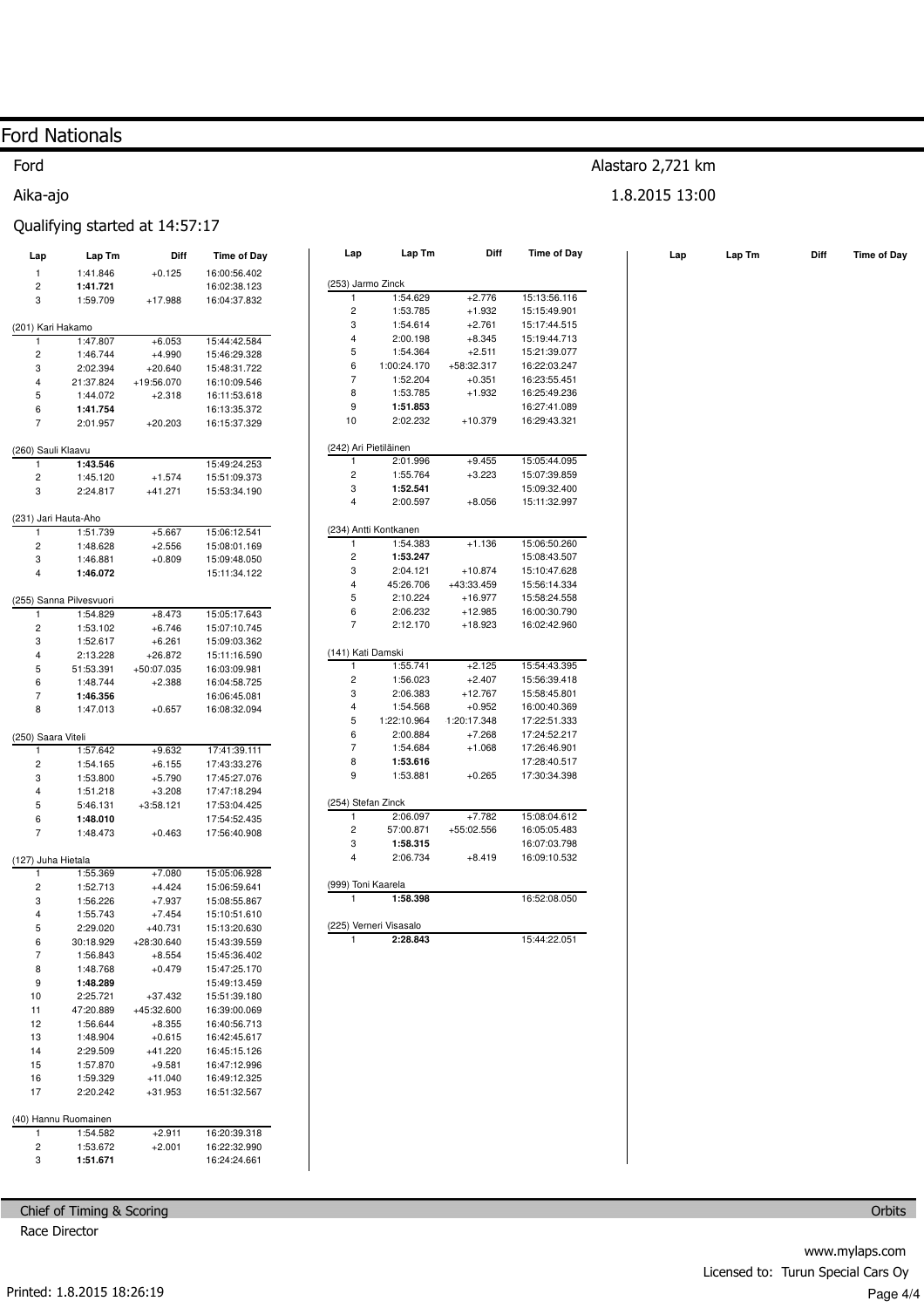# Ford Nationals

Ford — Alastaro 2,721 km

Aika-ajo — 1.8.2015 13:00

Qualifying started at 14:57:17

| Lap | Lap Tm | Diff | Time of Day |
|---|---|---|---|
| 1 | 1:41.846 | +0.125 | 16:00:56.402 |
| 2 | **1:41.721** | | 16:02:38.123 |
| 3 | 1:59.709 | +17.988 | 16:04:37.832 |

(201) Kari Hakamo

| Lap | Lap Tm | Diff | Time of Day |
|---|---|---|---|
| 1 | 1:47.807 | +6.053 | 15:44:42.584 |
| 2 | 1:46.744 | +4.990 | 15:46:29.328 |
| 3 | 2:02.394 | +20.640 | 15:48:31.722 |
| 4 | 21:37.824 | +19:56.070 | 16:10:09.546 |
| 5 | 1:44.072 | +2.318 | 16:11:53.618 |
| 6 | **1:41.754** | | 16:13:35.372 |
| 7 | 2:01.957 | +20.203 | 16:15:37.329 |

(260) Sauli Klaavu

| Lap | Lap Tm | Diff | Time of Day |
|---|---|---|---|
| 1 | **1:43.546** | | 15:49:24.253 |
| 2 | 1:45.120 | +1.574 | 15:51:09.373 |
| 3 | 2:24.817 | +41.271 | 15:53:34.190 |

(231) Jari Hauta-Aho

| Lap | Lap Tm | Diff | Time of Day |
|---|---|---|---|
| 1 | 1:51.739 | +5.667 | 15:06:12.541 |
| 2 | 1:48.628 | +2.556 | 15:08:01.169 |
| 3 | 1:46.881 | +0.809 | 15:09:48.050 |
| 4 | **1:46.072** | | 15:11:34.122 |

(255) Sanna Pilvesvuori

| Lap | Lap Tm | Diff | Time of Day |
|---|---|---|---|
| 1 | 1:54.829 | +8.473 | 15:05:17.643 |
| 2 | 1:53.102 | +6.746 | 15:07:10.745 |
| 3 | 1:52.617 | +6.261 | 15:09:03.362 |
| 4 | 2:13.228 | +26.872 | 15:11:16.590 |
| 5 | 51:53.391 | +50:07.035 | 16:03:09.981 |
| 6 | 1:48.744 | +2.388 | 16:04:58.725 |
| 7 | **1:46.356** | | 16:06:45.081 |
| 8 | 1:47.013 | +0.657 | 16:08:32.094 |

(250) Saara Viteli

| Lap | Lap Tm | Diff | Time of Day |
|---|---|---|---|
| 1 | 1:57.642 | +9.632 | 17:41:39.111 |
| 2 | 1:54.165 | +6.155 | 17:43:33.276 |
| 3 | 1:53.800 | +5.790 | 17:45:27.076 |
| 4 | 1:51.218 | +3.208 | 17:47:18.294 |
| 5 | 5:46.131 | +3:58.121 | 17:53:04.425 |
| 6 | **1:48.010** | | 17:54:52.435 |
| 7 | 1:48.473 | +0.463 | 17:56:40.908 |

(127) Juha Hietala

| Lap | Lap Tm | Diff | Time of Day |
|---|---|---|---|
| 1 | 1:55.369 | +7.080 | 15:05:06.928 |
| 2 | 1:52.713 | +4.424 | 15:06:59.641 |
| 3 | 1:56.226 | +7.937 | 15:08:55.867 |
| 4 | 1:55.743 | +7.454 | 15:10:51.610 |
| 5 | 2:29.020 | +40.731 | 15:13:20.630 |
| 6 | 30:18.929 | +28:30.640 | 15:43:39.559 |
| 7 | 1:56.843 | +8.554 | 15:45:36.402 |
| 8 | 1:48.768 | +0.479 | 15:47:25.170 |
| 9 | **1:48.289** | | 15:49:13.459 |
| 10 | 2:25.721 | +37.432 | 15:51:39.180 |
| 11 | 47:20.889 | +45:32.600 | 16:39:00.069 |
| 12 | 1:56.644 | +8.355 | 16:40:56.713 |
| 13 | 1:48.904 | +0.615 | 16:42:45.617 |
| 14 | 2:29.509 | +41.220 | 16:45:15.126 |
| 15 | 1:57.870 | +9.581 | 16:47:12.996 |
| 16 | 1:59.329 | +11.040 | 16:49:12.325 |
| 17 | 2:20.242 | +31.953 | 16:51:32.567 |

(40) Hannu Ruomainen

| Lap | Lap Tm | Diff | Time of Day |
|---|---|---|---|
| 1 | 1:54.582 | +2.911 | 16:20:39.318 |
| 2 | 1:53.672 | +2.001 | 16:22:32.990 |
| 3 | **1:51.671** | | 16:24:24.661 |

(253) Jarmo Zinck

| Lap | Lap Tm | Diff | Time of Day |
|---|---|---|---|
| 1 | 1:54.629 | +2.776 | 15:13:56.116 |
| 2 | 1:53.785 | +1.932 | 15:15:49.901 |
| 3 | 1:54.614 | +2.761 | 15:17:44.515 |
| 4 | 2:00.198 | +8.345 | 15:19:44.713 |
| 5 | 1:54.364 | +2.511 | 15:21:39.077 |
| 6 | 1:00:24.170 | +58:32.317 | 16:22:03.247 |
| 7 | 1:52.204 | +0.351 | 16:23:55.451 |
| 8 | 1:53.785 | +1.932 | 16:25:49.236 |
| 9 | **1:51.853** | | 16:27:41.089 |
| 10 | 2:02.232 | +10.379 | 16:29:43.321 |

(242) Ari Pietiläinen

| Lap | Lap Tm | Diff | Time of Day |
|---|---|---|---|
| 1 | 2:01.996 | +9.455 | 15:05:44.095 |
| 2 | 1:55.764 | +3.223 | 15:07:39.859 |
| 3 | **1:52.541** | | 15:09:32.400 |
| 4 | 2:00.597 | +8.056 | 15:11:32.997 |

(234) Antti Kontkanen

| Lap | Lap Tm | Diff | Time of Day |
|---|---|---|---|
| 1 | 1:54.383 | +1.136 | 15:06:50.260 |
| 2 | **1:53.247** | | 15:08:43.507 |
| 3 | 2:04.121 | +10.874 | 15:10:47.628 |
| 4 | 45:26.706 | +43:33.459 | 15:56:14.334 |
| 5 | 2:10.224 | +16.977 | 15:58:24.558 |
| 6 | 2:06.232 | +12.985 | 16:00:30.790 |
| 7 | 2:12.170 | +18.923 | 16:02:42.960 |

(141) Kati Damski

| Lap | Lap Tm | Diff | Time of Day |
|---|---|---|---|
| 1 | 1:55.741 | +2.125 | 15:54:43.395 |
| 2 | 1:56.023 | +2.407 | 15:56:39.418 |
| 3 | 2:06.383 | +12.767 | 15:58:45.801 |
| 4 | 1:54.568 | +0.952 | 16:00:40.369 |
| 5 | 1:22:10.964 | 1:20:17.348 | 17:22:51.333 |
| 6 | 2:00.884 | +7.268 | 17:24:52.217 |
| 7 | 1:54.684 | +1.068 | 17:26:46.901 |
| 8 | **1:53.616** | | 17:28:40.517 |
| 9 | 1:53.881 | +0.265 | 17:30:34.398 |

(254) Stefan Zinck

| Lap | Lap Tm | Diff | Time of Day |
|---|---|---|---|
| 1 | 2:06.097 | +7.782 | 15:08:04.612 |
| 2 | 57:00.871 | +55:02.556 | 16:05:05.483 |
| 3 | **1:58.315** | | 16:07:03.798 |
| 4 | 2:06.734 | +8.419 | 16:09:10.532 |

(999) Toni Kaarela

| Lap | Lap Tm | Diff | Time of Day |
|---|---|---|---|
| 1 | **1:58.398** | | 16:52:08.050 |

(225) Verneri Visasalo

| Lap | Lap Tm | Diff | Time of Day |
|---|---|---|---|
| 1 | **2:28.843** | | 15:44:22.051 |

Chief of Timing & Scoring — Orbits

Race Director

www.mylaps.com

Licensed to: Turun Special Cars Oy

Printed: 1.8.2015 18:26:19